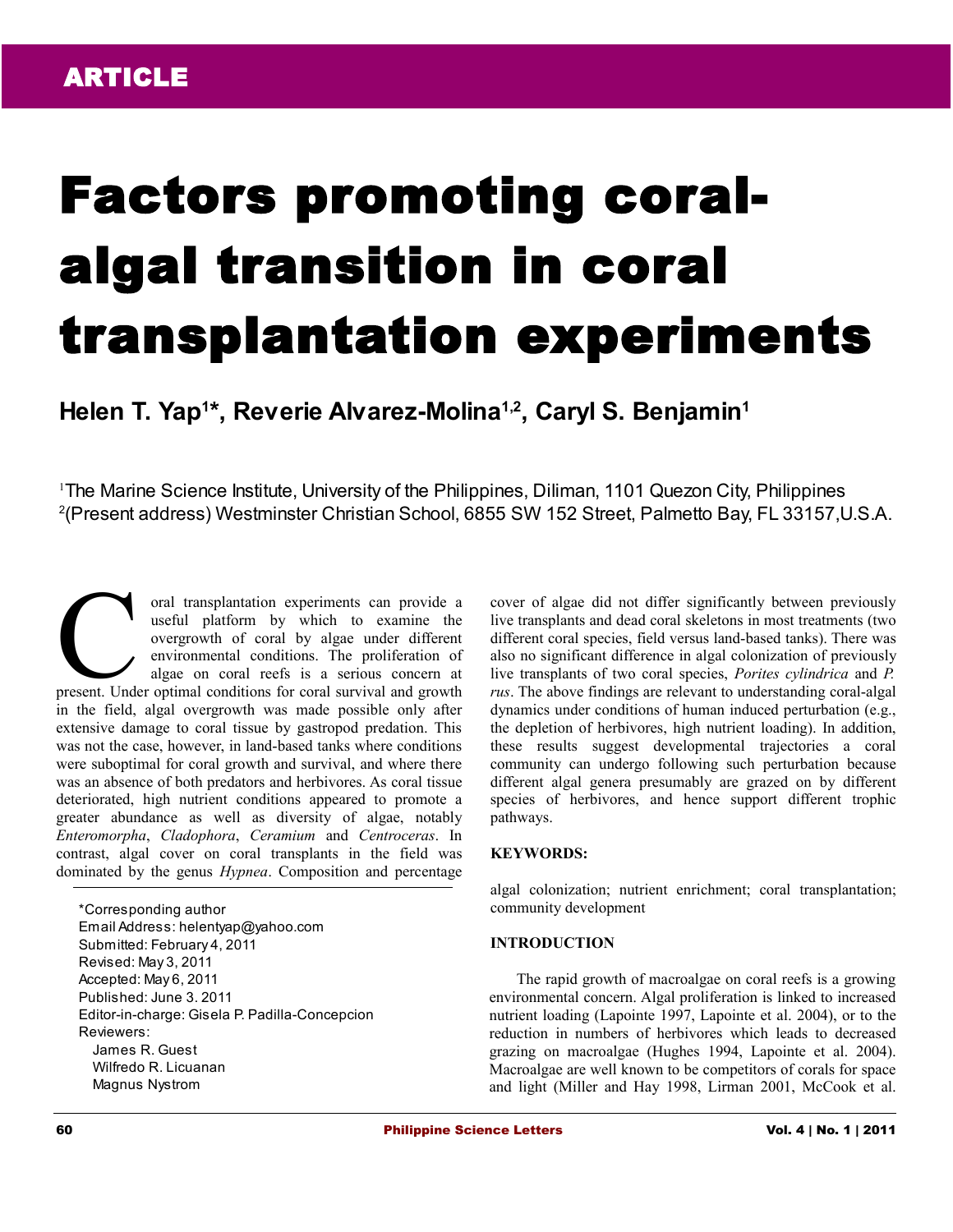ARTICLE

# Factors promoting coral-algal transition in coral transplantation experiments

**Helen T. Yap[1]*, Reverie Alvarez-Molina[1,2], Caryl S. Benjamin[1]**

[1]The Marine Science Institute, University of the Philippines, Diliman, 1101 Quezon City, Philippines
[2](Present address) Westminster Christian School, 6855 SW 152 Street, Palmetto Bay, FL 33157,U.S.A.

Coral transplantation experiments can provide a useful platform by which to examine the overgrowth of coral by algae under different environmental conditions. The proliferation of algae on coral reefs is a serious concern at present. Under optimal conditions for coral survival and growth in the field, algal overgrowth was made possible only after extensive damage to coral tissue by gastropod predation. This was not the case, however, in land-based tanks where conditions were suboptimal for coral growth and survival, and where there was an absence of both predators and herbivores. As coral tissue deteriorated, high nutrient conditions appeared to promote a greater abundance as well as diversity of algae, notably *Enteromorpha*, *Cladophora*, *Ceramium* and *Centroceras*. In contrast, algal cover on coral transplants in the field was dominated by the genus *Hypnea*. Composition and percentage cover of algae did not differ significantly between previously live transplants and dead coral skeletons in most treatments (two different coral species, field versus land-based tanks). There was also no significant difference in algal colonization of previously live transplants of two coral species, *Porites cylindrica* and *P. rus*. The above findings are relevant to understanding coral-algal dynamics under conditions of human induced perturbation (e.g., the depletion of herbivores, high nutrient loading). In addition, these results suggest developmental trajectories a coral community can undergo following such perturbation because different algal genera presumably are grazed on by different species of herbivores, and hence support different trophic pathways.

*Corresponding author
Email Address: helentyap@yahoo.com
Submitted: February 4, 2011
Revised: May 3, 2011
Accepted: May 6, 2011
Published: June 3. 2011
Editor-in-charge: Gisela P. Padilla-Concepcion
Reviewers:
James R. Guest
Wilfredo R. Licuanan
Magnus Nystrom

**KEYWORDS:**

algal colonization; nutrient enrichment; coral transplantation; community development

## INTRODUCTION

The rapid growth of macroalgae on coral reefs is a growing environmental concern. Algal proliferation is linked to increased nutrient loading (Lapointe 1997, Lapointe et al. 2004), or to the reduction in numbers of herbivores which leads to decreased grazing on macroalgae (Hughes 1994, Lapointe et al. 2004). Macroalgae are well known to be competitors of corals for space and light (Miller and Hay 1998, Lirman 2001, McCook et al.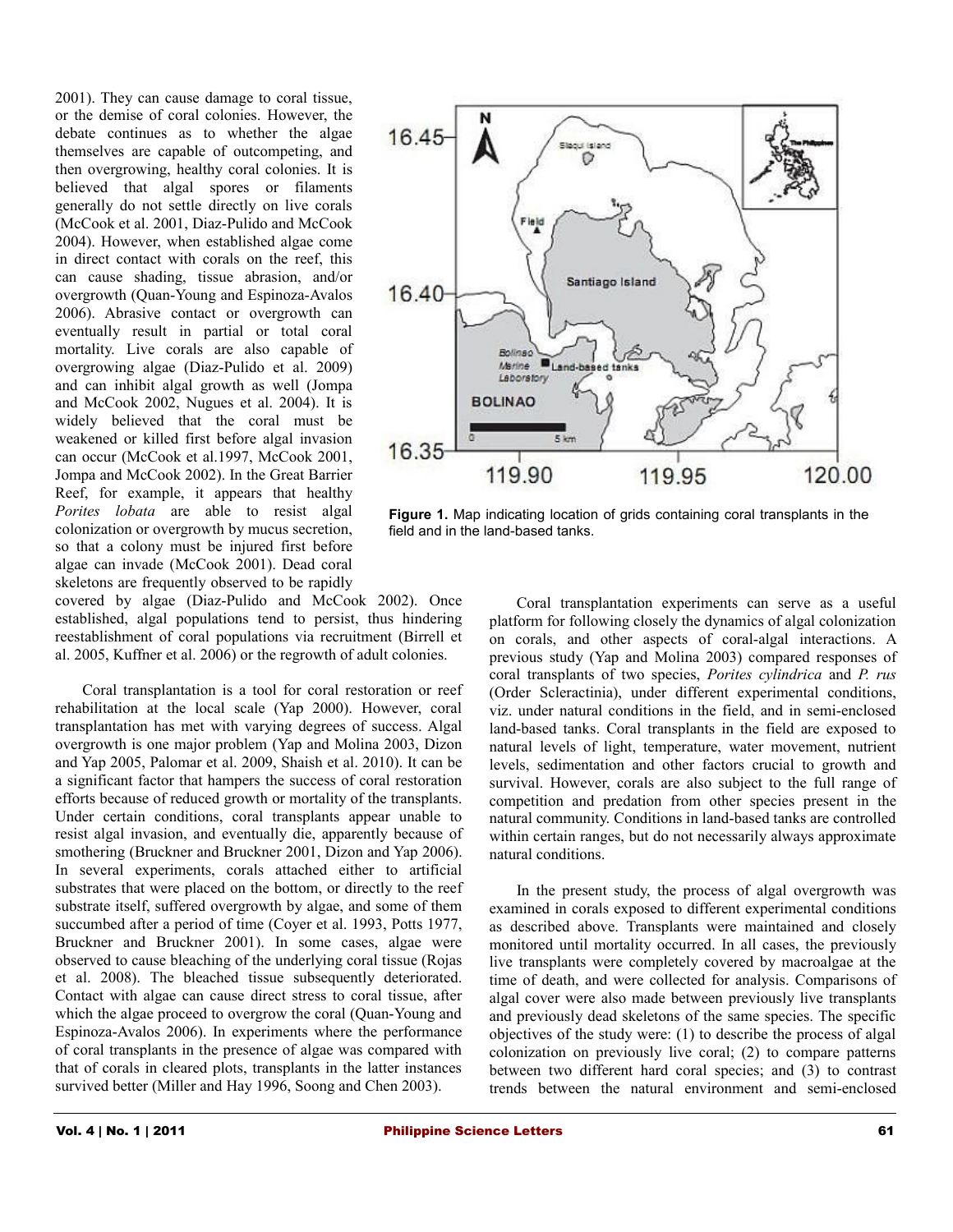2001). They can cause damage to coral tissue, or the demise of coral colonies. However, the debate continues as to whether the algae themselves are capable of outcompeting, and then overgrowing, healthy coral colonies. It is believed that algal spores or filaments generally do not settle directly on live corals (McCook et al. 2001, Diaz-Pulido and McCook 2004). However, when established algae come in direct contact with corals on the reef, this can cause shading, tissue abrasion, and/or overgrowth (Quan-Young and Espinoza-Avalos 2006). Abrasive contact or overgrowth can eventually result in partial or total coral mortality. Live corals are also capable of overgrowing algae (Diaz-Pulido et al. 2009) and can inhibit algal growth as well (Jompa and McCook 2002, Nugues et al. 2004). It is widely believed that the coral must be weakened or killed first before algal invasion can occur (McCook et al.1997, McCook 2001, Jompa and McCook 2002). In the Great Barrier Reef, for example, it appears that healthy *Porites lobata* are able to resist algal colonization or overgrowth by mucus secretion, so that a colony must be injured first before algae can invade (McCook 2001). Dead coral skeletons are frequently observed to be rapidly covered by algae (Diaz-Pulido and McCook 2002). Once established, algal populations tend to persist, thus hindering reestablishment of coral populations via recruitment (Birrell et al. 2005, Kuffner et al. 2006) or the regrowth of adult colonies.

Coral transplantation is a tool for coral restoration or reef rehabilitation at the local scale (Yap 2000). However, coral transplantation has met with varying degrees of success. Algal overgrowth is one major problem (Yap and Molina 2003, Dizon and Yap 2005, Palomar et al. 2009, Shaish et al. 2010). It can be a significant factor that hampers the success of coral restoration efforts because of reduced growth or mortality of the transplants. Under certain conditions, coral transplants appear unable to resist algal invasion, and eventually die, apparently because of smothering (Bruckner and Bruckner 2001, Dizon and Yap 2006). In several experiments, corals attached either to artificial substrates that were placed on the bottom, or directly to the reef substrate itself, suffered overgrowth by algae, and some of them succumbed after a period of time (Coyer et al. 1993, Potts 1977, Bruckner and Bruckner 2001). In some cases, algae were observed to cause bleaching of the underlying coral tissue (Rojas et al. 2008). The bleached tissue subsequently deteriorated. Contact with algae can cause direct stress to coral tissue, after which the algae proceed to overgrow the coral (Quan-Young and Espinoza-Avalos 2006). In experiments where the performance of coral transplants in the presence of algae was compared with that of corals in cleared plots, transplants in the latter instances survived better (Miller and Hay 1996, Soong and Chen 2003).

**Figure 1.** Map indicating location of grids containing coral transplants in the field and in the land-based tanks.

Coral transplantation experiments can serve as a useful platform for following closely the dynamics of algal colonization on corals, and other aspects of coral-algal interactions. A previous study (Yap and Molina 2003) compared responses of coral transplants of two species, *Porites cylindrica* and *P. rus* (Order Scleractinia), under different experimental conditions, viz. under natural conditions in the field, and in semi-enclosed land-based tanks. Coral transplants in the field are exposed to natural levels of light, temperature, water movement, nutrient levels, sedimentation and other factors crucial to growth and survival. However, corals are also subject to the full range of competition and predation from other species present in the natural community. Conditions in land-based tanks are controlled within certain ranges, but do not necessarily always approximate natural conditions.

In the present study, the process of algal overgrowth was examined in corals exposed to different experimental conditions as described above. Transplants were maintained and closely monitored until mortality occurred. In all cases, the previously live transplants were completely covered by macroalgae at the time of death, and were collected for analysis. Comparisons of algal cover were also made between previously live transplants and previously dead skeletons of the same species. The specific objectives of the study were: (1) to describe the process of algal colonization on previously live coral; (2) to compare patterns between two different hard coral species; and (3) to contrast trends between the natural environment and semi-enclosed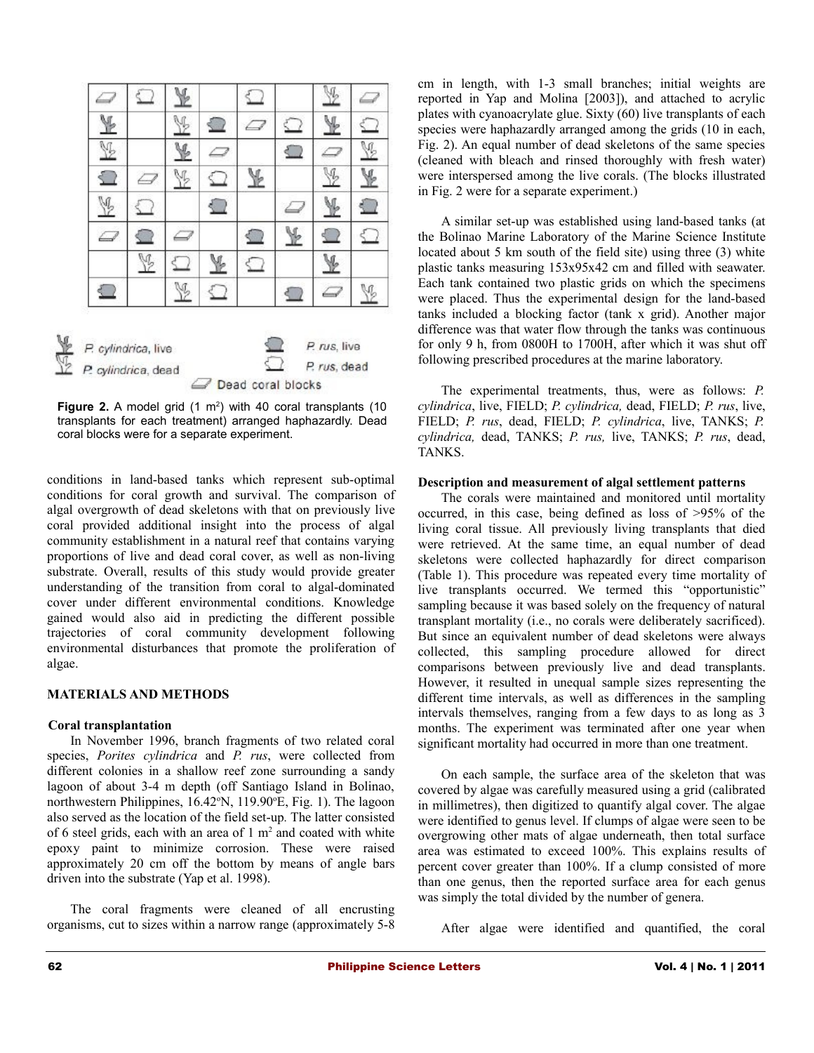P. cylindrica, live

P. cylindrica, dead

P. rus, live

P. rus, dead

Dead coral blocks

**Figure 2.** A model grid (1 m$^2$) with 40 coral transplants (10 transplants for each treatment) arranged haphazardly. Dead coral blocks were for a separate experiment.

conditions in land-based tanks which represent sub-optimal conditions for coral growth and survival. The comparison of algal overgrowth of dead skeletons with that on previously live coral provided additional insight into the process of algal community establishment in a natural reef that contains varying proportions of live and dead coral cover, as well as non-living substrate. Overall, results of this study would provide greater understanding of the transition from coral to algal-dominated cover under different environmental conditions. Knowledge gained would also aid in predicting the different possible trajectories of coral community development following environmental disturbances that promote the proliferation of algae.

## MATERIALS AND METHODS

### Coral transplantation

In November 1996, branch fragments of two related coral species, *Porites cylindrica* and *P. rus*, were collected from different colonies in a shallow reef zone surrounding a sandy lagoon of about 3-4 m depth (off Santiago Island in Bolinao, northwestern Philippines, 16.42ºN, 119.90ºE, Fig. 1). The lagoon also served as the location of the field set-up. The latter consisted of 6 steel grids, each with an area of 1 m$^2$ and coated with white epoxy paint to minimize corrosion. These were raised approximately 20 cm off the bottom by means of angle bars driven into the substrate (Yap et al. 1998).

The coral fragments were cleaned of all encrusting organisms, cut to sizes within a narrow range (approximately 5-8 cm in length, with 1-3 small branches; initial weights are reported in Yap and Molina [2003]), and attached to acrylic plates with cyanoacrylate glue. Sixty (60) live transplants of each species were haphazardly arranged among the grids (10 in each, Fig. 2). An equal number of dead skeletons of the same species (cleaned with bleach and rinsed thoroughly with fresh water) were interspersed among the live corals. (The blocks illustrated in Fig. 2 were for a separate experiment.)

A similar set-up was established using land-based tanks (at the Bolinao Marine Laboratory of the Marine Science Institute located about 5 km south of the field site) using three (3) white plastic tanks measuring 153x95x42 cm and filled with seawater. Each tank contained two plastic grids on which the specimens were placed. Thus the experimental design for the land-based tanks included a blocking factor (tank x grid). Another major difference was that water flow through the tanks was continuous for only 9 h, from 0800H to 1700H, after which it was shut off following prescribed procedures at the marine laboratory.

The experimental treatments, thus, were as follows: *P. cylindrica*, live, FIELD; *P. cylindrica,* dead, FIELD; *P. rus*, live, FIELD; *P. rus*, dead, FIELD; *P. cylindrica*, live, TANKS; *P. cylindrica,* dead, TANKS; *P. rus,* live, TANKS; *P. rus*, dead, TANKS.

### Description and measurement of algal settlement patterns

The corals were maintained and monitored until mortality occurred, in this case, being defined as loss of >95% of the living coral tissue. All previously living transplants that died were retrieved. At the same time, an equal number of dead skeletons were collected haphazardly for direct comparison (Table 1). This procedure was repeated every time mortality of live transplants occurred. We termed this "opportunistic" sampling because it was based solely on the frequency of natural transplant mortality (i.e., no corals were deliberately sacrificed). But since an equivalent number of dead skeletons were always collected, this sampling procedure allowed for direct comparisons between previously live and dead transplants. However, it resulted in unequal sample sizes representing the different time intervals, as well as differences in the sampling intervals themselves, ranging from a few days to as long as 3 months. The experiment was terminated after one year when significant mortality had occurred in more than one treatment.

On each sample, the surface area of the skeleton that was covered by algae was carefully measured using a grid (calibrated in millimetres), then digitized to quantify algal cover. The algae were identified to genus level. If clumps of algae were seen to be overgrowing other mats of algae underneath, then total surface area was estimated to exceed 100%. This explains results of percent cover greater than 100%. If a clump consisted of more than one genus, then the reported surface area for each genus was simply the total divided by the number of genera.

After algae were identified and quantified, the coral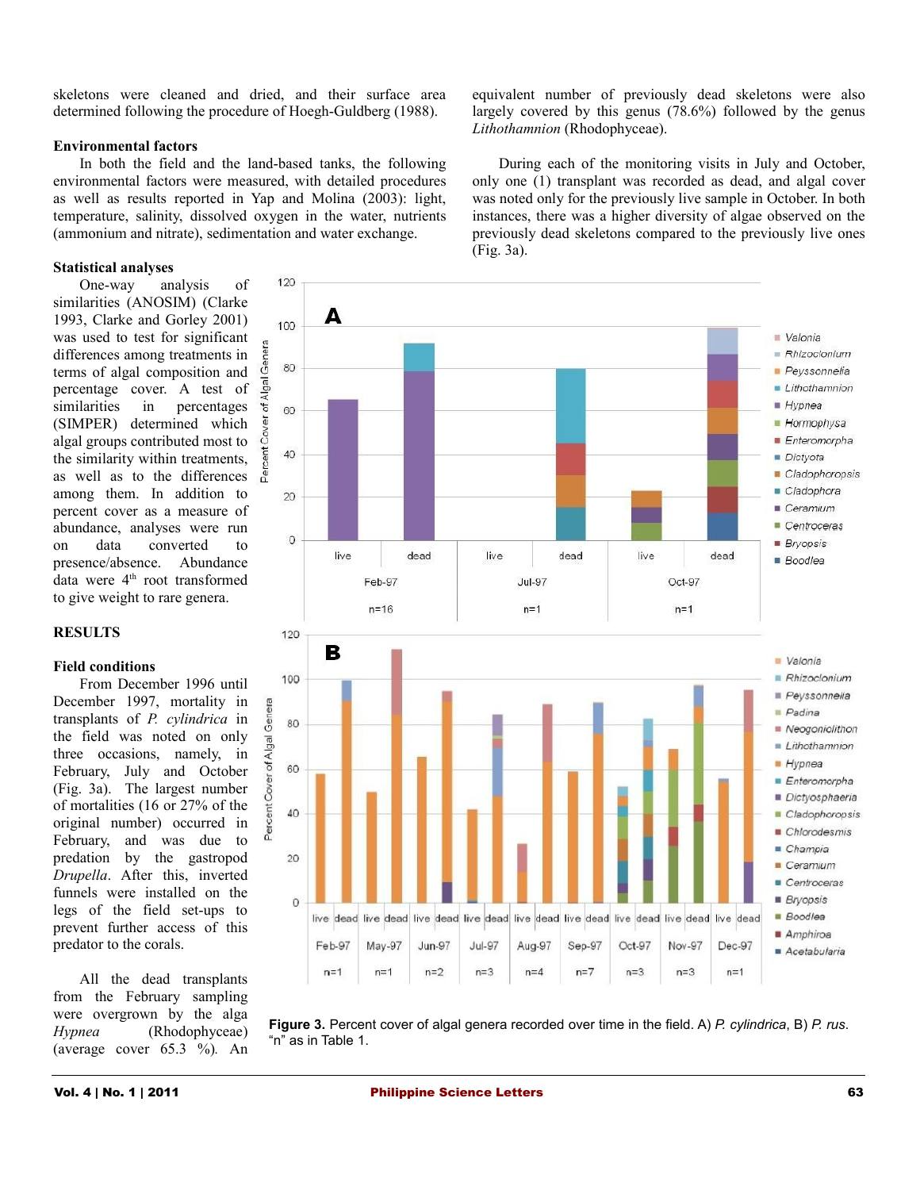skeletons were cleaned and dried, and their surface area determined following the procedure of Hoegh-Guldberg (1988).

### Environmental factors

In both the field and the land-based tanks, the following environmental factors were measured, with detailed procedures as well as results reported in Yap and Molina (2003): light, temperature, salinity, dissolved oxygen in the water, nutrients (ammonium and nitrate), sedimentation and water exchange.

### Statistical analyses

One-way analysis of similarities (ANOSIM) (Clarke 1993, Clarke and Gorley 2001) was used to test for significant differences among treatments in terms of algal composition and percentage cover. A test of similarities in percentages (SIMPER) determined which algal groups contributed most to the similarity within treatments, as well as to the differences among them. In addition to percent cover as a measure of abundance, analyses were run on data converted to presence/absence. Abundance data were 4th root transformed to give weight to rare genera.

## RESULTS

### Field conditions

From December 1996 until December 1997, mortality in transplants of *P. cylindrica* in the field was noted on only three occasions, namely, in February, July and October (Fig. 3a). The largest number of mortalities (16 or 27% of the original number) occurred in February, and was due to predation by the gastropod *Drupella*. After this, inverted funnels were installed on the legs of the field set-ups to prevent further access of this predator to the corals.

All the dead transplants from the February sampling were overgrown by the alga *Hypnea* (Rhodophyceae) (average cover 65.3 %). An equivalent number of previously dead skeletons were also largely covered by this genus (78.6%) followed by the genus *Lithothamnion* (Rhodophyceae).

During each of the monitoring visits in July and October, only one (1) transplant was recorded as dead, and algal cover was noted only for the previously live sample in October. In both instances, there was a higher diversity of algae observed on the previously dead skeletons compared to the previously live ones (Fig. 3a).

**Figure 3.** Percent cover of algal genera recorded over time in the field. A) *P. cylindrica*, B) *P. rus*. "n" as in Table 1.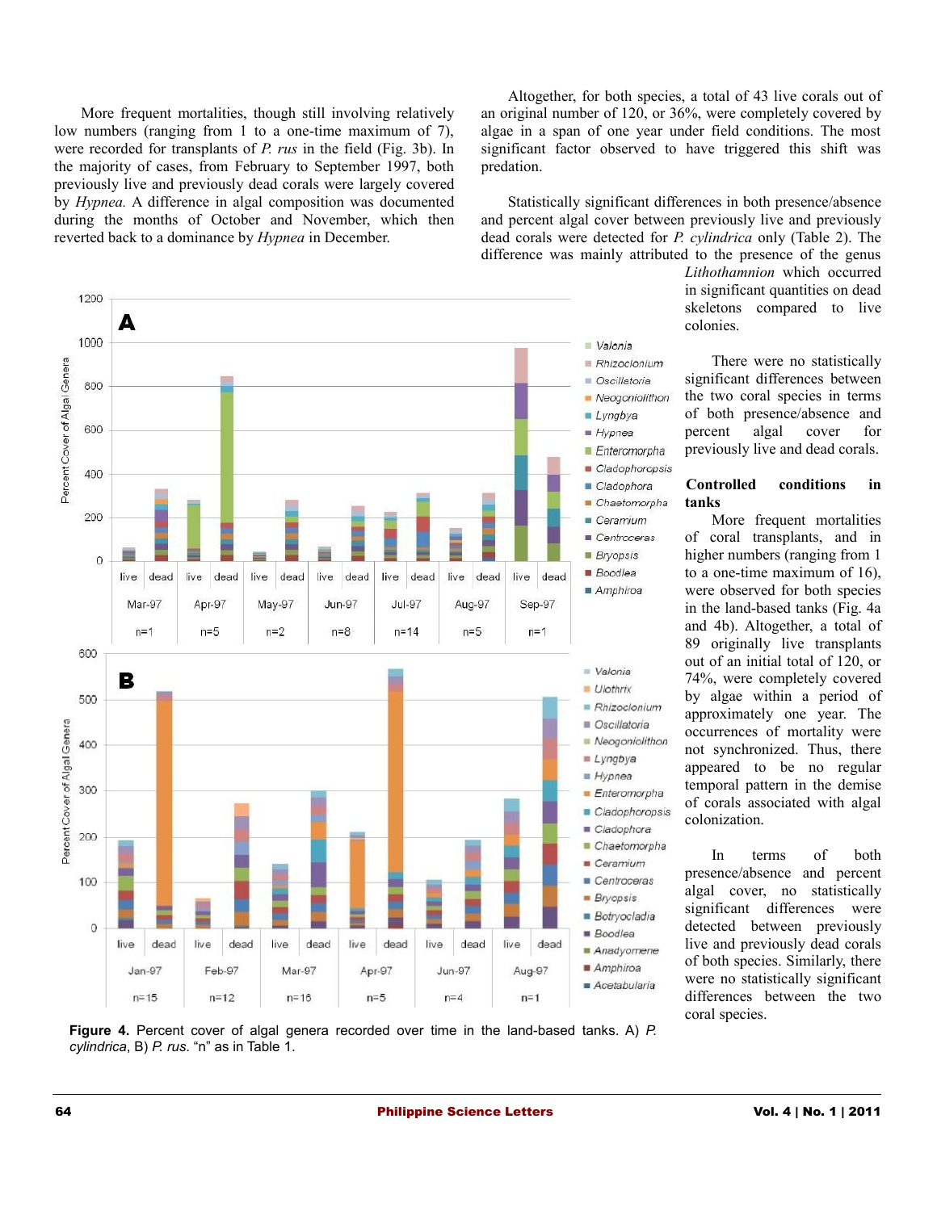More frequent mortalities, though still involving relatively low numbers (ranging from 1 to a one-time maximum of 7), were recorded for transplants of *P. rus* in the field (Fig. 3b). In the majority of cases, from February to September 1997, both previously live and previously dead corals were largely covered by *Hypnea.* A difference in algal composition was documented during the months of October and November, which then reverted back to a dominance by *Hypnea* in December.

Altogether, for both species, a total of 43 live corals out of an original number of 120, or 36%, were completely covered by algae in a span of one year under field conditions. The most significant factor observed to have triggered this shift was predation.

Statistically significant differences in both presence/absence and percent algal cover between previously live and previously dead corals were detected for *P. cylindrica* only (Table 2). The difference was mainly attributed to the presence of the genus *Lithothamnion* which occurred in significant quantities on dead skeletons compared to live colonies.

There were no statistically significant differences between the two coral species in terms of both presence/absence and percent algal cover for previously live and dead corals.

**Controlled conditions in tanks**

More frequent mortalities of coral transplants, and in higher numbers (ranging from 1 to a one-time maximum of 16), were observed for both species in the land-based tanks (Fig. 4a and 4b). Altogether, a total of 89 originally live transplants out of an initial total of 120, or 74%, were completely covered by algae within a period of approximately one year. The occurrences of mortality were not synchronized. Thus, there appeared to be no regular temporal pattern in the demise of corals associated with algal colonization.

In terms of both presence/absence and percent algal cover, no statistically significant differences were detected between previously live and previously dead corals of both species. Similarly, there were no statistically significant differences between the two coral species.

**Figure 4.** Percent cover of algal genera recorded over time in the land-based tanks. A) *P. cylindrica*, B) *P. rus*. "n" as in Table 1.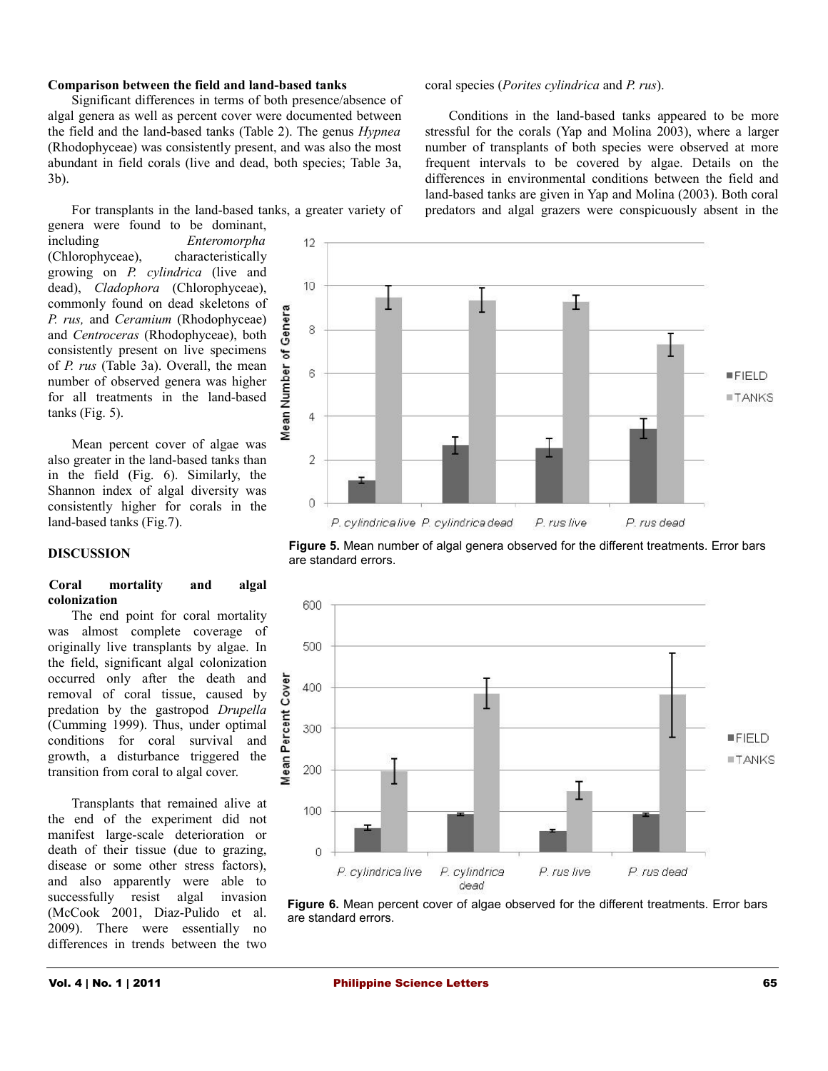**Comparison between the field and land-based tanks**

Significant differences in terms of both presence/absence of algal genera as well as percent cover were documented between the field and the land-based tanks (Table 2). The genus *Hypnea* (Rhodophyceae) was consistently present, and was also the most abundant in field corals (live and dead, both species; Table 3a, 3b).

For transplants in the land-based tanks, a greater variety of genera were found to be dominant, including *Enteromorpha* (Chlorophyceae), characteristically growing on *P. cylindrica* (live and dead), *Cladophora* (Chlorophyceae), commonly found on dead skeletons of *P. rus,* and *Ceramium* (Rhodophyceae) and *Centroceras* (Rhodophyceae), both consistently present on live specimens of *P. rus* (Table 3a). Overall, the mean number of observed genera was higher for all treatments in the land-based tanks (Fig. 5).

Mean percent cover of algae was also greater in the land-based tanks than in the field (Fig. 6). Similarly, the Shannon index of algal diversity was consistently higher for corals in the land-based tanks (Fig.7).

## DISCUSSION

**Coral mortality and algal colonization**

The end point for coral mortality was almost complete coverage of originally live transplants by algae. In the field, significant algal colonization occurred only after the death and removal of coral tissue, caused by predation by the gastropod *Drupella* (Cumming 1999). Thus, under optimal conditions for coral survival and growth, a disturbance triggered the transition from coral to algal cover.

Transplants that remained alive at the end of the experiment did not manifest large-scale deterioration or death of their tissue (due to grazing, disease or some other stress factors), and also apparently were able to successfully resist algal invasion (McCook 2001, Diaz-Pulido et al. 2009). There were essentially no differences in trends between the two coral species (*Porites cylindrica* and *P. rus*).

Conditions in the land-based tanks appeared to be more stressful for the corals (Yap and Molina 2003), where a larger number of transplants of both species were observed at more frequent intervals to be covered by algae. Details on the differences in environmental conditions between the field and land-based tanks are given in Yap and Molina (2003). Both coral predators and algal grazers were conspicuously absent in the

**Figure 5.** Mean number of algal genera observed for the different treatments. Error bars are standard errors.

**Figure 6.** Mean percent cover of algae observed for the different treatments. Error bars are standard errors.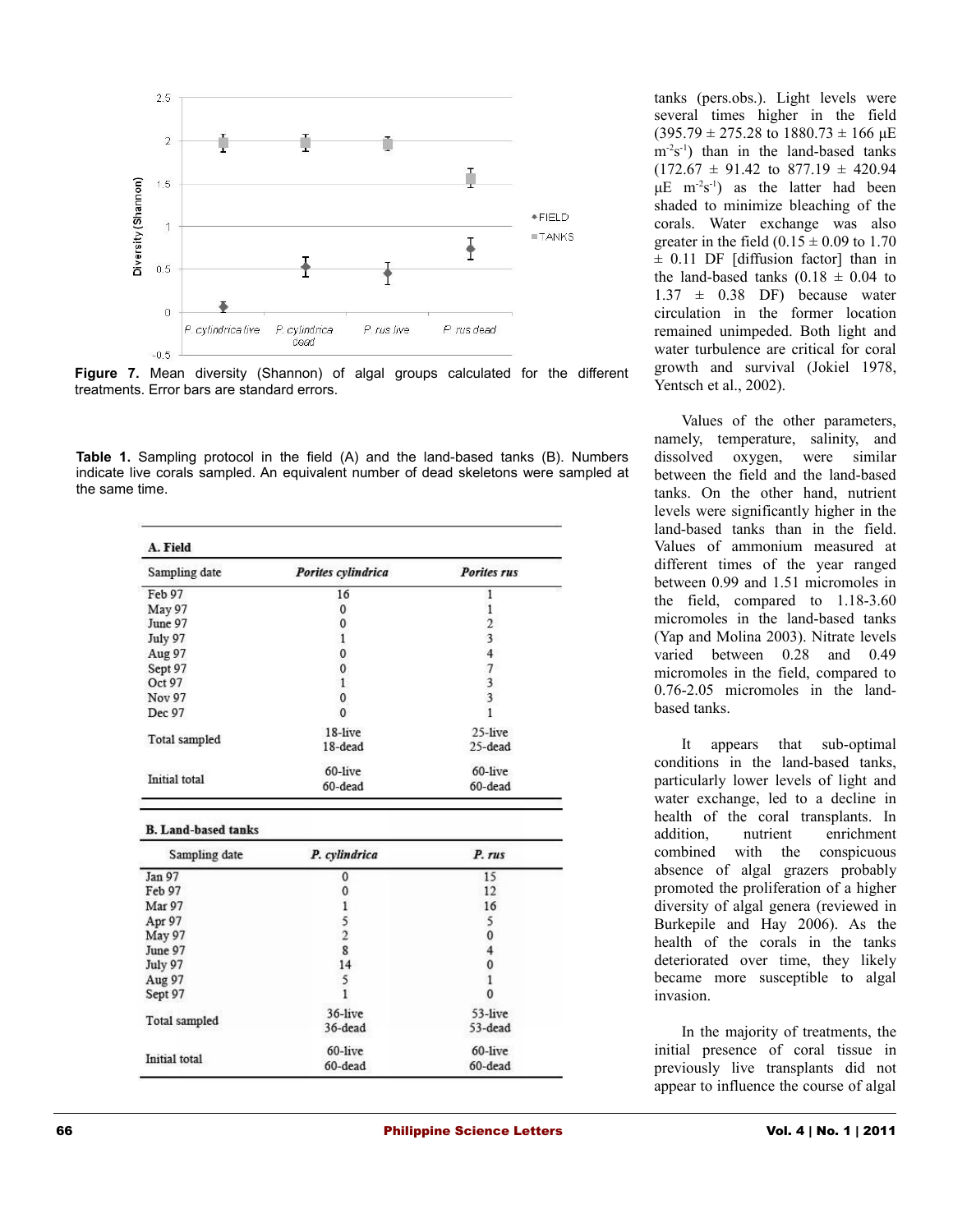Figure 7. Mean diversity (Shannon) of algal groups calculated for the different treatments. Error bars are standard errors.

**Table 1.** Sampling protocol in the field (A) and the land-based tanks (B). Numbers indicate live corals sampled. An equivalent number of dead skeletons were sampled at the same time.

**A. Field**

| Sampling date | *Porites cylindrica* | *Porites rus* |
|---|---|---|
| Feb 97 | 16 | 1 |
| May 97 | 0 | 1 |
| June 97 | 0 | 2 |
| July 97 | 1 | 3 |
| Aug 97 | 0 | 4 |
| Sept 97 | 0 | 7 |
| Oct 97 | 1 | 3 |
| Nov 97 | 0 | 3 |
| Dec 97 | 0 | 1 |
| Total sampled | 18-live 18-dead | 25-live 25-dead |
| Initial total | 60-live 60-dead | 60-live 60-dead |

**B. Land-based tanks**

| Sampling date | *P. cylindrica* | *P. rus* |
|---|---|---|
| Jan 97 | 0 | 15 |
| Feb 97 | 0 | 12 |
| Mar 97 | 1 | 16 |
| Apr 97 | 5 | 5 |
| May 97 | 2 | 0 |
| June 97 | 8 | 4 |
| July 97 | 14 | 0 |
| Aug 97 | 5 | 1 |
| Sept 97 | 1 | 0 |
| Total sampled | 36-live 36-dead | 53-live 53-dead |
| Initial total | 60-live 60-dead | 60-live 60-dead |

tanks (pers.obs.). Light levels were several times higher in the field (395.79 ± 275.28 to 1880.73 ± 166 µE $m^{-2}s^{-1}$) than in the land-based tanks (172.67 ± 91.42 to 877.19 ± 420.94 µE $m^{-2}s^{-1}$) as the latter had been shaded to minimize bleaching of the corals. Water exchange was also greater in the field (0.15 ± 0.09 to 1.70 ± 0.11 DF [diffusion factor] than in the land-based tanks (0.18 ± 0.04 to 1.37 ± 0.38 DF) because water circulation in the former location remained unimpeded. Both light and water turbulence are critical for coral growth and survival (Jokiel 1978, Yentsch et al., 2002).

Values of the other parameters, namely, temperature, salinity, and dissolved oxygen, were similar between the field and the land-based tanks. On the other hand, nutrient levels were significantly higher in the land-based tanks than in the field. Values of ammonium measured at different times of the year ranged between 0.99 and 1.51 micromoles in the field, compared to 1.18-3.60 micromoles in the land-based tanks (Yap and Molina 2003). Nitrate levels varied between 0.28 and 0.49 micromoles in the field, compared to 0.76-2.05 micromoles in the land-based tanks.

It appears that sub-optimal conditions in the land-based tanks, particularly lower levels of light and water exchange, led to a decline in health of the coral transplants. In addition, nutrient enrichment combined with the conspicuous absence of algal grazers probably promoted the proliferation of a higher diversity of algal genera (reviewed in Burkepile and Hay 2006). As the health of the corals in the tanks deteriorated over time, they likely became more susceptible to algal invasion.

In the majority of treatments, the initial presence of coral tissue in previously live transplants did not appear to influence the course of algal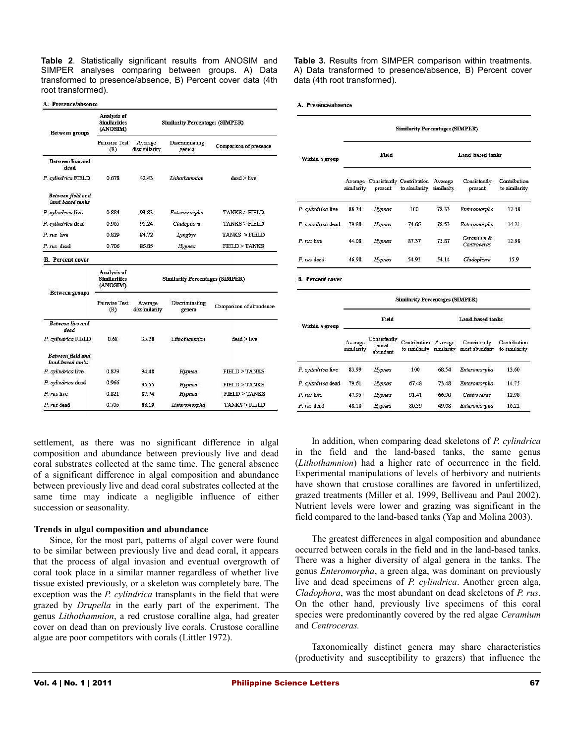**Table 2**. Statistically significant results from ANOSIM and SIMPER analyses comparing between groups. A) Data transformed to presence/absence, B) Percent cover data (4th root transformed).

A. Presence/absence

| Between groups | Analysis of Similarities (ANOSIM) | Similarity Percentages (SIMPER) | | |
|---|---|---|---|---|
| | Pairwise Test (R) | Average dissimilarity | Discriminating genera | Comparison of presence |
| **Between live and dead** | | | | |
| *P. cylindrica* FIELD | 0.678 | 42.43 | *Lithothamnion* | dead > live |
| ***Between field and land-based tanks*** | | | | |
| *P. cylindrica* live | 0.884 | 93.83 | *Enteromorpha* | TANKS > FIELD |
| *P. cylindrica* dead | 0.965 | 95.24 | *Cladophora* | TANKS > FIELD |
| *P. rus* live | 0.829 | 84.72 | *Lyngbya* | TANKS > FIELD |
| *P. rus* dead | 0.706 | 86.85 | *Hypnea* | FIELD > TANKS |

B. Percent cover

| Between groups | Analysis of Similarities (ANOSIM) | Similarity Percentages (SIMPER) | | |
|---|---|---|---|---|
| | Pairwise Test (R) | Average dissimilarity | Discriminating genera | Comparison of abundance |
| ***Between live and dead*** | | | | |
| *P. cylindrica* FIELD | 0.68 | 35.28 | *Lithothamnion* | dead > live |
| ***Between field and land-based tanks*** | | | | |
| *P. cylindrica* live | 0.879 | 94.48 | *Hypnea* | FIELD > TANKS |
| *P. cylindrica* dead | 0.965 | 95.55 | *Hypnea* | FIELD > TANKS |
| *P. rus* live | 0.821 | 87.74 | *Hypnea* | FIELD > TANKS |
| *P. rus* dead | 0.705 | 88.19 | *Enteromorpha* | TANKS > FIELD |

**Table 3.** Results from SIMPER comparison within treatments. A) Data transformed to presence/absence, B) Percent cover data (4th root transformed).

A. Presence/absence

| Within a group | Similarity Percentages (SIMPER) | | | | | |
|---|---|---|---|---|---|---|
| | Field | | | Land-based tanks | | |
| | Average similarity | Consistently present | Contribution to similarity | Average similarity | Consistently present | Contribution to similarity |
| *P. cylindrica* live | 88.24 | *Hypnea* | 100 | 78.33 | *Enteromorpha* | 12.58 |
| *P. cylindrica* dead | 79.80 | *Hypnea* | 74.66 | 78.53 | *Enteromorpha* | 14.21 |
| *P. rus* live | 44.08 | *Hypnea* | 87.37 | 75.87 | *Ceramium & Centroceras* | 12.98 |
| *P. rus* dead | 46.98 | *Hypnea* | 54.91 | 54.14 | *Cladophora* | 15.9 |

B. Percent cover

| Within a group | Similarity Percentages (SIMPER) | | | | | |
|---|---|---|---|---|---|---|
| | Field | | | Land-based tanks | | |
| | Average similarity | Consistently most abundant | Contribution to similarity | Average similarity | Consistently most abundant | Contribution to similarity |
| *P. cylindrica* live | 83.99 | *Hypnea* | 100 | 68.54 | *Enteromorpha* | 13.60 |
| *P. cylindrica* dead | 79.61 | *Hypnea* | 67.48 | 73.48 | *Enteromorpha* | 14.75 |
| *P. rus* live | 47.95 | *Hypnea* | 91.41 | 66.90 | *Centroceras* | 12.98 |
| *P. rus* dead | 48.10 | *Hypnea* | 80.39 | 49.08 | *Enteromorpha* | 16.22 |

settlement, as there was no significant difference in algal composition and abundance between previously live and dead coral substrates collected at the same time. The general absence of a significant difference in algal composition and abundance between previously live and dead coral substrates collected at the same time may indicate a negligible influence of either succession or seasonality.

### Trends in algal composition and abundance

Since, for the most part, patterns of algal cover were found to be similar between previously live and dead coral, it appears that the process of algal invasion and eventual overgrowth of coral took place in a similar manner regardless of whether live tissue existed previously, or a skeleton was completely bare. The exception was the *P. cylindrica* transplants in the field that were grazed by *Drupella* in the early part of the experiment. The genus *Lithothamnion*, a red crustose coralline alga, had greater cover on dead than on previously live corals. Crustose coralline algae are poor competitors with corals (Littler 1972).

In addition, when comparing dead skeletons of *P. cylindrica* in the field and the land-based tanks, the same genus (*Lithothamnion*) had a higher rate of occurrence in the field. Experimental manipulations of levels of herbivory and nutrients have shown that crustose corallines are favored in unfertilized, grazed treatments (Miller et al. 1999, Belliveau and Paul 2002). Nutrient levels were lower and grazing was significant in the field compared to the land-based tanks (Yap and Molina 2003).

The greatest differences in algal composition and abundance occurred between corals in the field and in the land-based tanks. There was a higher diversity of algal genera in the tanks. The genus *Enteromorpha*, a green alga, was dominant on previously live and dead specimens of *P. cylindrica*. Another green alga, *Cladophora*, was the most abundant on dead skeletons of *P. rus*. On the other hand, previously live specimens of this coral species were predominantly covered by the red algae *Ceramium* and *Centroceras.*

Taxonomically distinct genera may share characteristics (productivity and susceptibility to grazers) that influence the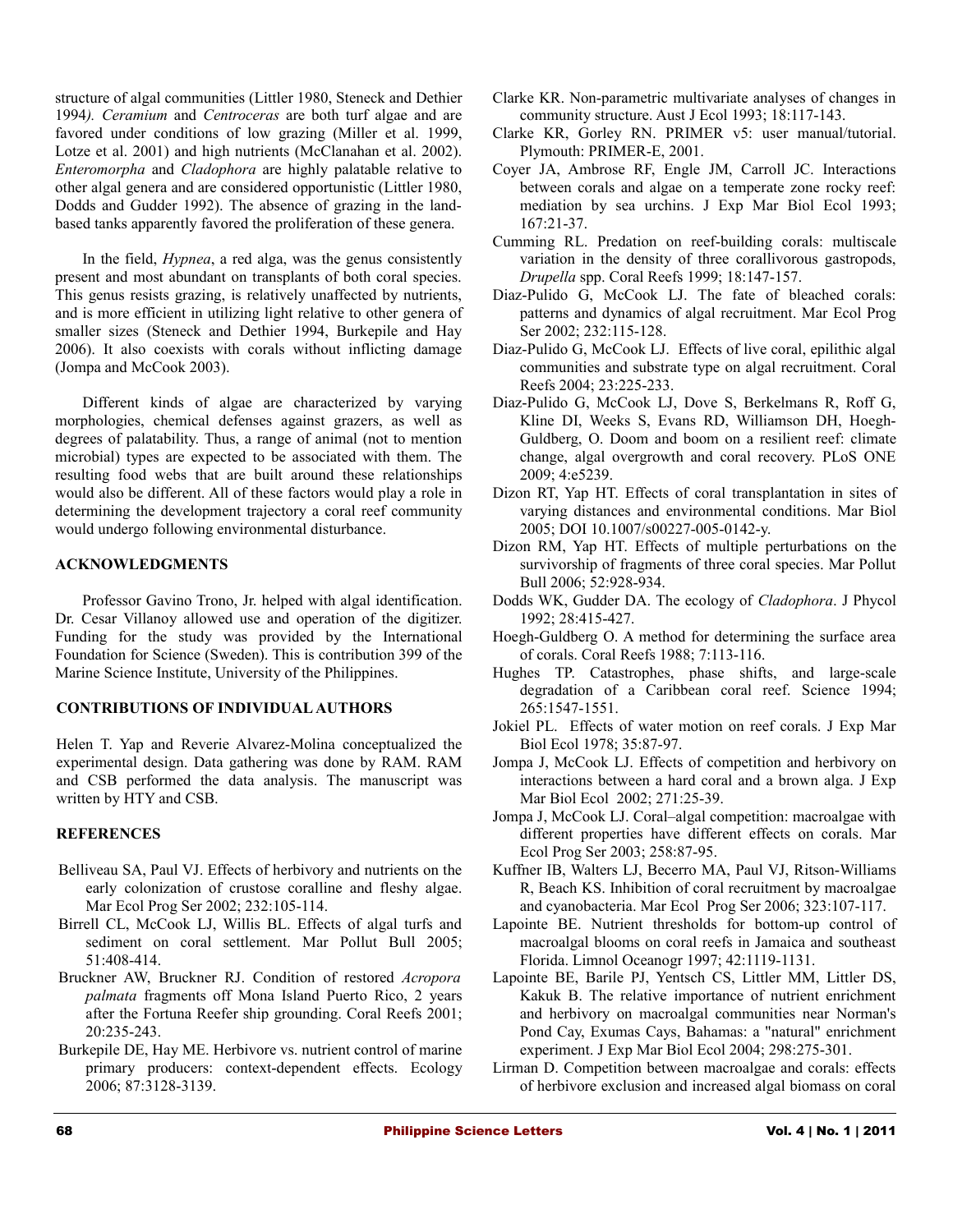structure of algal communities (Littler 1980, Steneck and Dethier 1994*). Ceramium* and *Centroceras* are both turf algae and are favored under conditions of low grazing (Miller et al. 1999, Lotze et al. 2001) and high nutrients (McClanahan et al. 2002). *Enteromorpha* and *Cladophora* are highly palatable relative to other algal genera and are considered opportunistic (Littler 1980, Dodds and Gudder 1992). The absence of grazing in the land-based tanks apparently favored the proliferation of these genera.

In the field, *Hypnea*, a red alga, was the genus consistently present and most abundant on transplants of both coral species. This genus resists grazing, is relatively unaffected by nutrients, and is more efficient in utilizing light relative to other genera of smaller sizes (Steneck and Dethier 1994, Burkepile and Hay 2006). It also coexists with corals without inflicting damage (Jompa and McCook 2003).

Different kinds of algae are characterized by varying morphologies, chemical defenses against grazers, as well as degrees of palatability. Thus, a range of animal (not to mention microbial) types are expected to be associated with them. The resulting food webs that are built around these relationships would also be different. All of these factors would play a role in determining the development trajectory a coral reef community would undergo following environmental disturbance.

## ACKNOWLEDGMENTS

Professor Gavino Trono, Jr. helped with algal identification. Dr. Cesar Villanoy allowed use and operation of the digitizer. Funding for the study was provided by the International Foundation for Science (Sweden). This is contribution 399 of the Marine Science Institute, University of the Philippines.

## CONTRIBUTIONS OF INDIVIDUAL AUTHORS

Helen T. Yap and Reverie Alvarez-Molina conceptualized the experimental design. Data gathering was done by RAM. RAM and CSB performed the data analysis. The manuscript was written by HTY and CSB.

## REFERENCES

Belliveau SA, Paul VJ. Effects of herbivory and nutrients on the early colonization of crustose coralline and fleshy algae. Mar Ecol Prog Ser 2002; 232:105-114.

Birrell CL, McCook LJ, Willis BL. Effects of algal turfs and sediment on coral settlement. Mar Pollut Bull 2005; 51:408-414.

Bruckner AW, Bruckner RJ. Condition of restored *Acropora palmata* fragments off Mona Island Puerto Rico, 2 years after the Fortuna Reefer ship grounding. Coral Reefs 2001; 20:235-243.

Burkepile DE, Hay ME. Herbivore vs. nutrient control of marine primary producers: context-dependent effects. Ecology 2006; 87:3128-3139.

Clarke KR. Non-parametric multivariate analyses of changes in community structure. Aust J Ecol 1993; 18:117-143.

Clarke KR, Gorley RN. PRIMER v5: user manual/tutorial. Plymouth: PRIMER-E, 2001.

Coyer JA, Ambrose RF, Engle JM, Carroll JC. Interactions between corals and algae on a temperate zone rocky reef: mediation by sea urchins. J Exp Mar Biol Ecol 1993; 167:21-37.

Cumming RL. Predation on reef-building corals: multiscale variation in the density of three corallivorous gastropods, *Drupella* spp. Coral Reefs 1999; 18:147-157.

Diaz-Pulido G, McCook LJ. The fate of bleached corals: patterns and dynamics of algal recruitment. Mar Ecol Prog Ser 2002; 232:115-128.

Diaz-Pulido G, McCook LJ. Effects of live coral, epilithic algal communities and substrate type on algal recruitment. Coral Reefs 2004; 23:225-233.

Diaz-Pulido G, McCook LJ, Dove S, Berkelmans R, Roff G, Kline DI, Weeks S, Evans RD, Williamson DH, Hoegh-Guldberg, O. Doom and boom on a resilient reef: climate change, algal overgrowth and coral recovery. PLoS ONE 2009; 4:e5239.

Dizon RT, Yap HT. Effects of coral transplantation in sites of varying distances and environmental conditions. Mar Biol 2005; DOI 10.1007/s00227-005-0142-y.

Dizon RM, Yap HT. Effects of multiple perturbations on the survivorship of fragments of three coral species. Mar Pollut Bull 2006; 52:928-934.

Dodds WK, Gudder DA. The ecology of *Cladophora*. J Phycol 1992; 28:415-427.

Hoegh-Guldberg O. A method for determining the surface area of corals. Coral Reefs 1988; 7:113-116.

Hughes TP. Catastrophes, phase shifts, and large-scale degradation of a Caribbean coral reef. Science 1994; 265:1547-1551.

Jokiel PL. Effects of water motion on reef corals. J Exp Mar Biol Ecol 1978; 35:87-97.

Jompa J, McCook LJ. Effects of competition and herbivory on interactions between a hard coral and a brown alga. J Exp Mar Biol Ecol 2002; 271:25-39.

Jompa J, McCook LJ. Coral–algal competition: macroalgae with different properties have different effects on corals. Mar Ecol Prog Ser 2003; 258:87-95.

Kuffner IB, Walters LJ, Becerro MA, Paul VJ, Ritson-Williams R, Beach KS. Inhibition of coral recruitment by macroalgae and cyanobacteria. Mar Ecol Prog Ser 2006; 323:107-117.

Lapointe BE. Nutrient thresholds for bottom-up control of macroalgal blooms on coral reefs in Jamaica and southeast Florida. Limnol Oceanogr 1997; 42:1119-1131.

Lapointe BE, Barile PJ, Yentsch CS, Littler MM, Littler DS, Kakuk B. The relative importance of nutrient enrichment and herbivory on macroalgal communities near Norman's Pond Cay, Exumas Cays, Bahamas: a "natural" enrichment experiment. J Exp Mar Biol Ecol 2004; 298:275-301.

Lirman D. Competition between macroalgae and corals: effects of herbivore exclusion and increased algal biomass on coral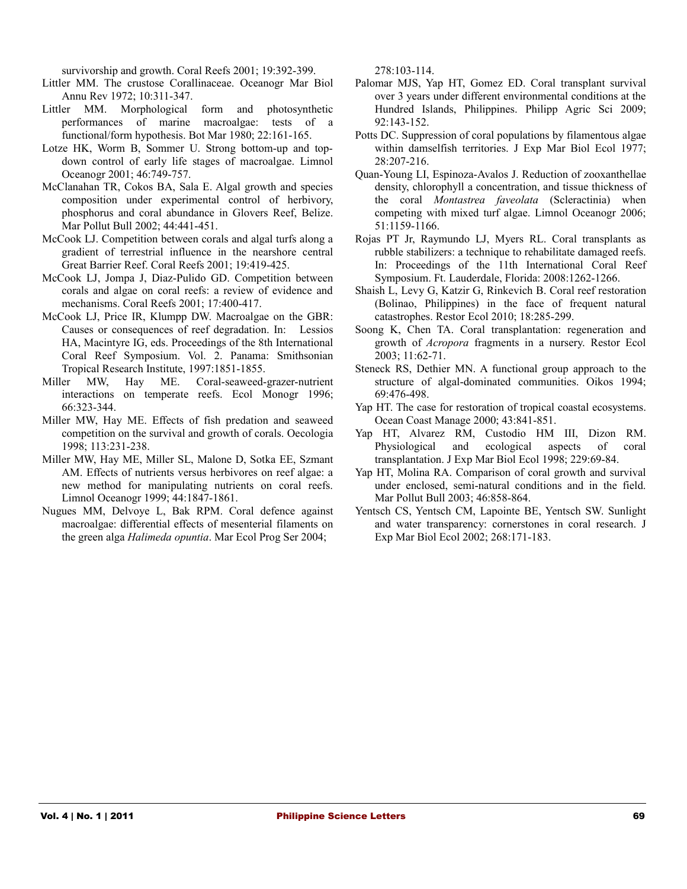survivorship and growth. Coral Reefs 2001; 19:392-399.

Littler MM. The crustose Corallinaceae. Oceanogr Mar Biol Annu Rev 1972; 10:311-347.

Littler MM. Morphological form and photosynthetic performances of marine macroalgae: tests of a functional/form hypothesis. Bot Mar 1980; 22:161-165.

Lotze HK, Worm B, Sommer U. Strong bottom-up and top-down control of early life stages of macroalgae. Limnol Oceanogr 2001; 46:749-757.

McClanahan TR, Cokos BA, Sala E. Algal growth and species composition under experimental control of herbivory, phosphorus and coral abundance in Glovers Reef, Belize. Mar Pollut Bull 2002; 44:441-451.

McCook LJ. Competition between corals and algal turfs along a gradient of terrestrial influence in the nearshore central Great Barrier Reef. Coral Reefs 2001; 19:419-425.

McCook LJ, Jompa J, Diaz-Pulido GD. Competition between corals and algae on coral reefs: a review of evidence and mechanisms. Coral Reefs 2001; 17:400-417.

McCook LJ, Price IR, Klumpp DW. Macroalgae on the GBR: Causes or consequences of reef degradation. In: Lessios HA, Macintyre IG, eds. Proceedings of the 8th International Coral Reef Symposium. Vol. 2. Panama: Smithsonian Tropical Research Institute, 1997:1851-1855.

Miller MW, Hay ME. Coral-seaweed-grazer-nutrient interactions on temperate reefs. Ecol Monogr 1996; 66:323-344.

Miller MW, Hay ME. Effects of fish predation and seaweed competition on the survival and growth of corals. Oecologia 1998; 113:231-238.

Miller MW, Hay ME, Miller SL, Malone D, Sotka EE, Szmant AM. Effects of nutrients versus herbivores on reef algae: a new method for manipulating nutrients on coral reefs. Limnol Oceanogr 1999; 44:1847-1861.

Nugues MM, Delvoye L, Bak RPM. Coral defence against macroalgae: differential effects of mesenterial filaments on the green alga *Halimeda opuntia*. Mar Ecol Prog Ser 2004; 278:103-114.

Palomar MJS, Yap HT, Gomez ED. Coral transplant survival over 3 years under different environmental conditions at the Hundred Islands, Philippines. Philipp Agric Sci 2009; 92:143-152.

Potts DC. Suppression of coral populations by filamentous algae within damselfish territories. J Exp Mar Biol Ecol 1977; 28:207-216.

Quan-Young LI, Espinoza-Avalos J. Reduction of zooxanthellae density, chlorophyll a concentration, and tissue thickness of the coral *Montastrea faveolata* (Scleractinia) when competing with mixed turf algae. Limnol Oceanogr 2006; 51:1159-1166.

Rojas PT Jr, Raymundo LJ, Myers RL. Coral transplants as rubble stabilizers: a technique to rehabilitate damaged reefs. In: Proceedings of the 11th International Coral Reef Symposium. Ft. Lauderdale, Florida: 2008:1262-1266.

Shaish L, Levy G, Katzir G, Rinkevich B. Coral reef restoration (Bolinao, Philippines) in the face of frequent natural catastrophes. Restor Ecol 2010; 18:285-299.

Soong K, Chen TA. Coral transplantation: regeneration and growth of *Acropora* fragments in a nursery. Restor Ecol 2003; 11:62-71.

Steneck RS, Dethier MN. A functional group approach to the structure of algal-dominated communities. Oikos 1994; 69:476-498.

Yap HT. The case for restoration of tropical coastal ecosystems. Ocean Coast Manage 2000; 43:841-851.

Yap HT, Alvarez RM, Custodio HM III, Dizon RM. Physiological and ecological aspects of coral transplantation. J Exp Mar Biol Ecol 1998; 229:69-84.

Yap HT, Molina RA. Comparison of coral growth and survival under enclosed, semi-natural conditions and in the field. Mar Pollut Bull 2003; 46:858-864.

Yentsch CS, Yentsch CM, Lapointe BE, Yentsch SW. Sunlight and water transparency: cornerstones in coral research. J Exp Mar Biol Ecol 2002; 268:171-183.